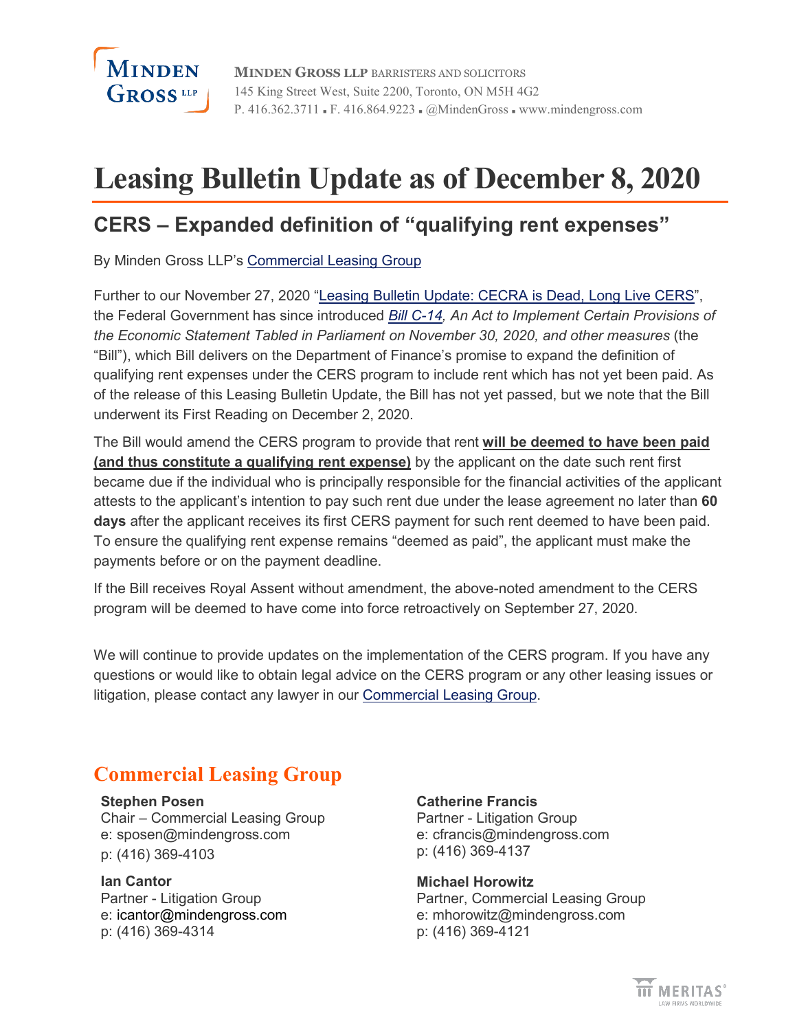**MINDEN GROSS LLP** BARRISTERS AND SOLICITORS
145 King Street West, Suite 2200, Toronto, ON M5H 4G2
P. 416.362.3711 ▪ F. 416.864.9223 ▪ @MindenGross ▪ www.mindengross.com

# Leasing Bulletin Update as of December 8, 2020

## CERS – Expanded definition of "qualifying rent expenses"

By Minden Gross LLP's Commercial Leasing Group

Further to our November 27, 2020 "Leasing Bulletin Update: CECRA is Dead, Long Live CERS", the Federal Government has since introduced *Bill C-14, An Act to Implement Certain Provisions of the Economic Statement Tabled in Parliament on November 30, 2020, and other measures* (the "Bill"), which Bill delivers on the Department of Finance's promise to expand the definition of qualifying rent expenses under the CERS program to include rent which has not yet been paid. As of the release of this Leasing Bulletin Update, the Bill has not yet passed, but we note that the Bill underwent its First Reading on December 2, 2020.

The Bill would amend the CERS program to provide that rent **will be deemed to have been paid (and thus constitute a qualifying rent expense)** by the applicant on the date such rent first became due if the individual who is principally responsible for the financial activities of the applicant attests to the applicant's intention to pay such rent due under the lease agreement no later than **60 days** after the applicant receives its first CERS payment for such rent deemed to have been paid. To ensure the qualifying rent expense remains "deemed as paid", the applicant must make the payments before or on the payment deadline.

If the Bill receives Royal Assent without amendment, the above-noted amendment to the CERS program will be deemed to have come into force retroactively on September 27, 2020.

We will continue to provide updates on the implementation of the CERS program. If you have any questions or would like to obtain legal advice on the CERS program or any other leasing issues or litigation, please contact any lawyer in our Commercial Leasing Group.

## Commercial Leasing Group

**Stephen Posen**
Chair – Commercial Leasing Group
e: sposen@mindengross.com
p: (416) 369-4103

**Ian Cantor**
Partner - Litigation Group
e: icantor@mindengross.com
p: (416) 369-4314

**Catherine Francis**
Partner - Litigation Group
e: cfrancis@mindengross.com
p: (416) 369-4137

**Michael Horowitz**
Partner, Commercial Leasing Group
e: mhorowitz@mindengross.com
p: (416) 369-4121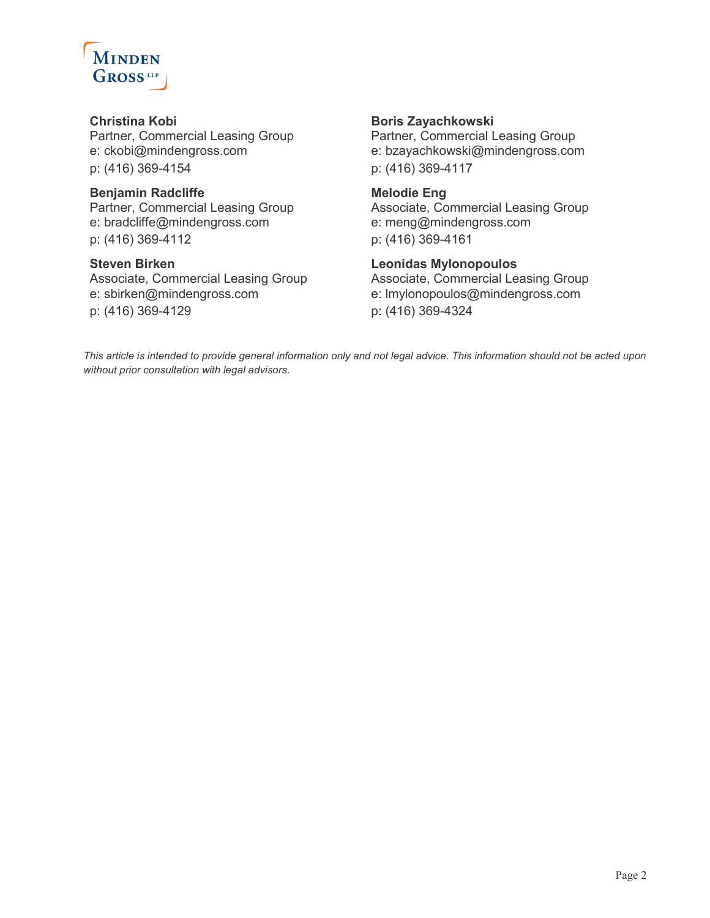**Christina Kobi**
Partner, Commercial Leasing Group
e: ckobi@mindengross.com
p: (416) 369-4154

**Benjamin Radcliffe**
Partner, Commercial Leasing Group
e: bradcliffe@mindengross.com
p: (416) 369-4112

**Steven Birken**
Associate, Commercial Leasing Group
e: sbirken@mindengross.com
p: (416) 369-4129

**Boris Zayachkowski**
Partner, Commercial Leasing Group
e: bzayachkowski@mindengross.com
p: (416) 369-4117

**Melodie Eng**
Associate, Commercial Leasing Group
e: meng@mindengross.com
p: (416) 369-4161

**Leonidas Mylonopoulos**
Associate, Commercial Leasing Group
e: lmylonopoulos@mindengross.com
p: (416) 369-4324

*This article is intended to provide general information only and not legal advice. This information should not be acted upon without prior consultation with legal advisors.*